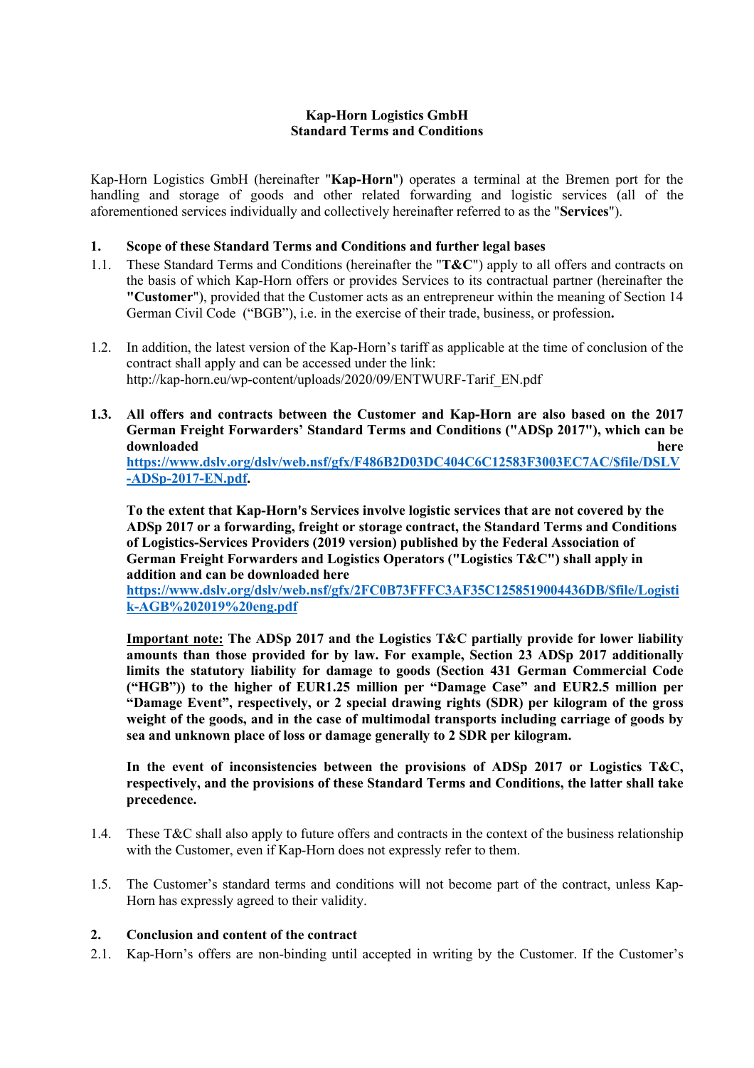**Kap-Horn Logistics GmbH**
**Standard Terms and Conditions**

Kap-Horn Logistics GmbH (hereinafter "**Kap-Horn**") operates a terminal at the Bremen port for the handling and storage of goods and other related forwarding and logistic services (all of the aforementioned services individually and collectively hereinafter referred to as the "**Services**").

## 1. Scope of these Standard Terms and Conditions and further legal bases

1.1. These Standard Terms and Conditions (hereinafter the "**T&C**") apply to all offers and contracts on the basis of which Kap-Horn offers or provides Services to its contractual partner (hereinafter the **"Customer**"), provided that the Customer acts as an entrepreneur within the meaning of Section 14 German Civil Code ("BGB"), i.e. in the exercise of their trade, business, or profession**.**

1.2. In addition, the latest version of the Kap-Horn's tariff as applicable at the time of conclusion of the contract shall apply and can be accessed under the link: http://kap-horn.eu/wp-content/uploads/2020/09/ENTWURF-Tarif_EN.pdf

**1.3. All offers and contracts between the Customer and Kap-Horn are also based on the 2017 German Freight Forwarders' Standard Terms and Conditions ("ADSp 2017"), which can be downloaded here [https://www.dslv.org/dslv/web.nsf/gfx/F486B2D03DC404C6C12583F3003EC7AC/$file/DSLV-ADSp-2017-EN.pdf](https://www.dslv.org/dslv/web.nsf/gfx/F486B2D03DC404C6C12583F3003EC7AC/$file/DSLV-ADSp-2017-EN.pdf).**

**To the extent that Kap-Horn's Services involve logistic services that are not covered by the ADSp 2017 or a forwarding, freight or storage contract, the Standard Terms and Conditions of Logistics-Services Providers (2019 version) published by the Federal Association of German Freight Forwarders and Logistics Operators ("Logistics T&C") shall apply in addition and can be downloaded here [https://www.dslv.org/dslv/web.nsf/gfx/2FC0B73FFFC3AF35C1258519004436DB/$file/Logistik-AGB%202019%20eng.pdf](https://www.dslv.org/dslv/web.nsf/gfx/2FC0B73FFFC3AF35C1258519004436DB/$file/Logistik-AGB%202019%20eng.pdf)**

**<u>Important note:</u> The ADSp 2017 and the Logistics T&C partially provide for lower liability amounts than those provided for by law. For example, Section 23 ADSp 2017 additionally limits the statutory liability for damage to goods (Section 431 German Commercial Code ("HGB")) to the higher of EUR1.25 million per "Damage Case" and EUR2.5 million per "Damage Event", respectively, or 2 special drawing rights (SDR) per kilogram of the gross weight of the goods, and in the case of multimodal transports including carriage of goods by sea and unknown place of loss or damage generally to 2 SDR per kilogram.**

**In the event of inconsistencies between the provisions of ADSp 2017 or Logistics T&C, respectively, and the provisions of these Standard Terms and Conditions, the latter shall take precedence.**

1.4. These T&C shall also apply to future offers and contracts in the context of the business relationship with the Customer, even if Kap-Horn does not expressly refer to them.

1.5. The Customer's standard terms and conditions will not become part of the contract, unless Kap-Horn has expressly agreed to their validity.

## 2. Conclusion and content of the contract

2.1. Kap-Horn's offers are non-binding until accepted in writing by the Customer. If the Customer's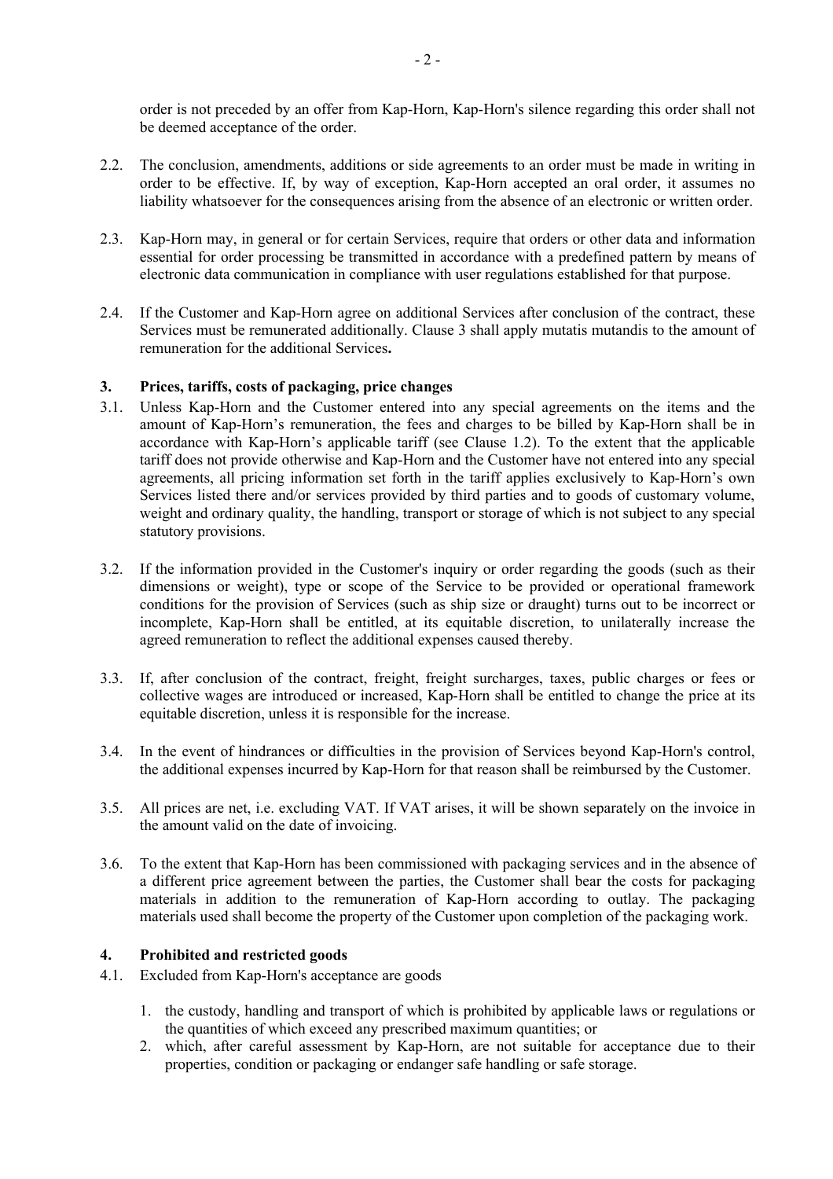order is not preceded by an offer from Kap-Horn, Kap-Horn's silence regarding this order shall not be deemed acceptance of the order.

2.2. The conclusion, amendments, additions or side agreements to an order must be made in writing in order to be effective. If, by way of exception, Kap-Horn accepted an oral order, it assumes no liability whatsoever for the consequences arising from the absence of an electronic or written order.

2.3. Kap-Horn may, in general or for certain Services, require that orders or other data and information essential for order processing be transmitted in accordance with a predefined pattern by means of electronic data communication in compliance with user regulations established for that purpose.

2.4. If the Customer and Kap-Horn agree on additional Services after conclusion of the contract, these Services must be remunerated additionally. Clause 3 shall apply mutatis mutandis to the amount of remuneration for the additional Services**.**

## 3. Prices, tariffs, costs of packaging, price changes

3.1. Unless Kap-Horn and the Customer entered into any special agreements on the items and the amount of Kap-Horn's remuneration, the fees and charges to be billed by Kap-Horn shall be in accordance with Kap-Horn's applicable tariff (see Clause 1.2). To the extent that the applicable tariff does not provide otherwise and Kap-Horn and the Customer have not entered into any special agreements, all pricing information set forth in the tariff applies exclusively to Kap-Horn's own Services listed there and/or services provided by third parties and to goods of customary volume, weight and ordinary quality, the handling, transport or storage of which is not subject to any special statutory provisions.

3.2. If the information provided in the Customer's inquiry or order regarding the goods (such as their dimensions or weight), type or scope of the Service to be provided or operational framework conditions for the provision of Services (such as ship size or draught) turns out to be incorrect or incomplete, Kap-Horn shall be entitled, at its equitable discretion, to unilaterally increase the agreed remuneration to reflect the additional expenses caused thereby.

3.3. If, after conclusion of the contract, freight, freight surcharges, taxes, public charges or fees or collective wages are introduced or increased, Kap-Horn shall be entitled to change the price at its equitable discretion, unless it is responsible for the increase.

3.4. In the event of hindrances or difficulties in the provision of Services beyond Kap-Horn's control, the additional expenses incurred by Kap-Horn for that reason shall be reimbursed by the Customer.

3.5. All prices are net, i.e. excluding VAT. If VAT arises, it will be shown separately on the invoice in the amount valid on the date of invoicing.

3.6. To the extent that Kap-Horn has been commissioned with packaging services and in the absence of a different price agreement between the parties, the Customer shall bear the costs for packaging materials in addition to the remuneration of Kap-Horn according to outlay. The packaging materials used shall become the property of the Customer upon completion of the packaging work.

## 4. Prohibited and restricted goods

4.1. Excluded from Kap-Horn's acceptance are goods

1. the custody, handling and transport of which is prohibited by applicable laws or regulations or the quantities of which exceed any prescribed maximum quantities; or
2. which, after careful assessment by Kap-Horn, are not suitable for acceptance due to their properties, condition or packaging or endanger safe handling or safe storage.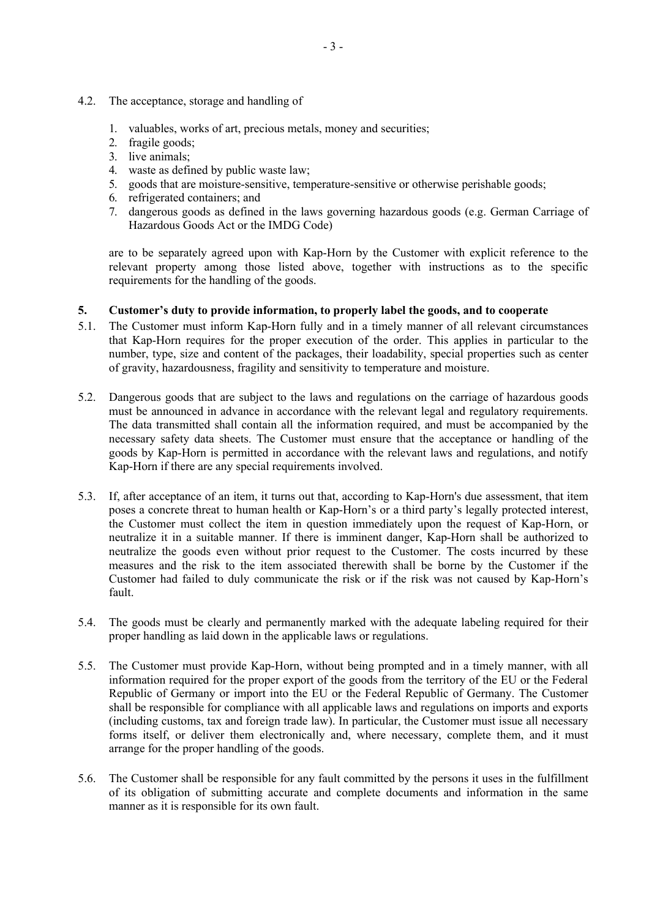4.2. The acceptance, storage and handling of

1. valuables, works of art, precious metals, money and securities;
2. fragile goods;
3. live animals;
4. waste as defined by public waste law;
5. goods that are moisture-sensitive, temperature-sensitive or otherwise perishable goods;
6. refrigerated containers; and
7. dangerous goods as defined in the laws governing hazardous goods (e.g. German Carriage of Hazardous Goods Act or the IMDG Code)

are to be separately agreed upon with Kap-Horn by the Customer with explicit reference to the relevant property among those listed above, together with instructions as to the specific requirements for the handling of the goods.

**5. Customer's duty to provide information, to properly label the goods, and to cooperate**

5.1. The Customer must inform Kap-Horn fully and in a timely manner of all relevant circumstances that Kap-Horn requires for the proper execution of the order. This applies in particular to the number, type, size and content of the packages, their loadability, special properties such as center of gravity, hazardousness, fragility and sensitivity to temperature and moisture.

5.2. Dangerous goods that are subject to the laws and regulations on the carriage of hazardous goods must be announced in advance in accordance with the relevant legal and regulatory requirements. The data transmitted shall contain all the information required, and must be accompanied by the necessary safety data sheets. The Customer must ensure that the acceptance or handling of the goods by Kap-Horn is permitted in accordance with the relevant laws and regulations, and notify Kap-Horn if there are any special requirements involved.

5.3. If, after acceptance of an item, it turns out that, according to Kap-Horn's due assessment, that item poses a concrete threat to human health or Kap-Horn's or a third party's legally protected interest, the Customer must collect the item in question immediately upon the request of Kap-Horn, or neutralize it in a suitable manner. If there is imminent danger, Kap-Horn shall be authorized to neutralize the goods even without prior request to the Customer. The costs incurred by these measures and the risk to the item associated therewith shall be borne by the Customer if the Customer had failed to duly communicate the risk or if the risk was not caused by Kap-Horn's fault.

5.4. The goods must be clearly and permanently marked with the adequate labeling required for their proper handling as laid down in the applicable laws or regulations.

5.5. The Customer must provide Kap-Horn, without being prompted and in a timely manner, with all information required for the proper export of the goods from the territory of the EU or the Federal Republic of Germany or import into the EU or the Federal Republic of Germany. The Customer shall be responsible for compliance with all applicable laws and regulations on imports and exports (including customs, tax and foreign trade law). In particular, the Customer must issue all necessary forms itself, or deliver them electronically and, where necessary, complete them, and it must arrange for the proper handling of the goods.

5.6. The Customer shall be responsible for any fault committed by the persons it uses in the fulfillment of its obligation of submitting accurate and complete documents and information in the same manner as it is responsible for its own fault.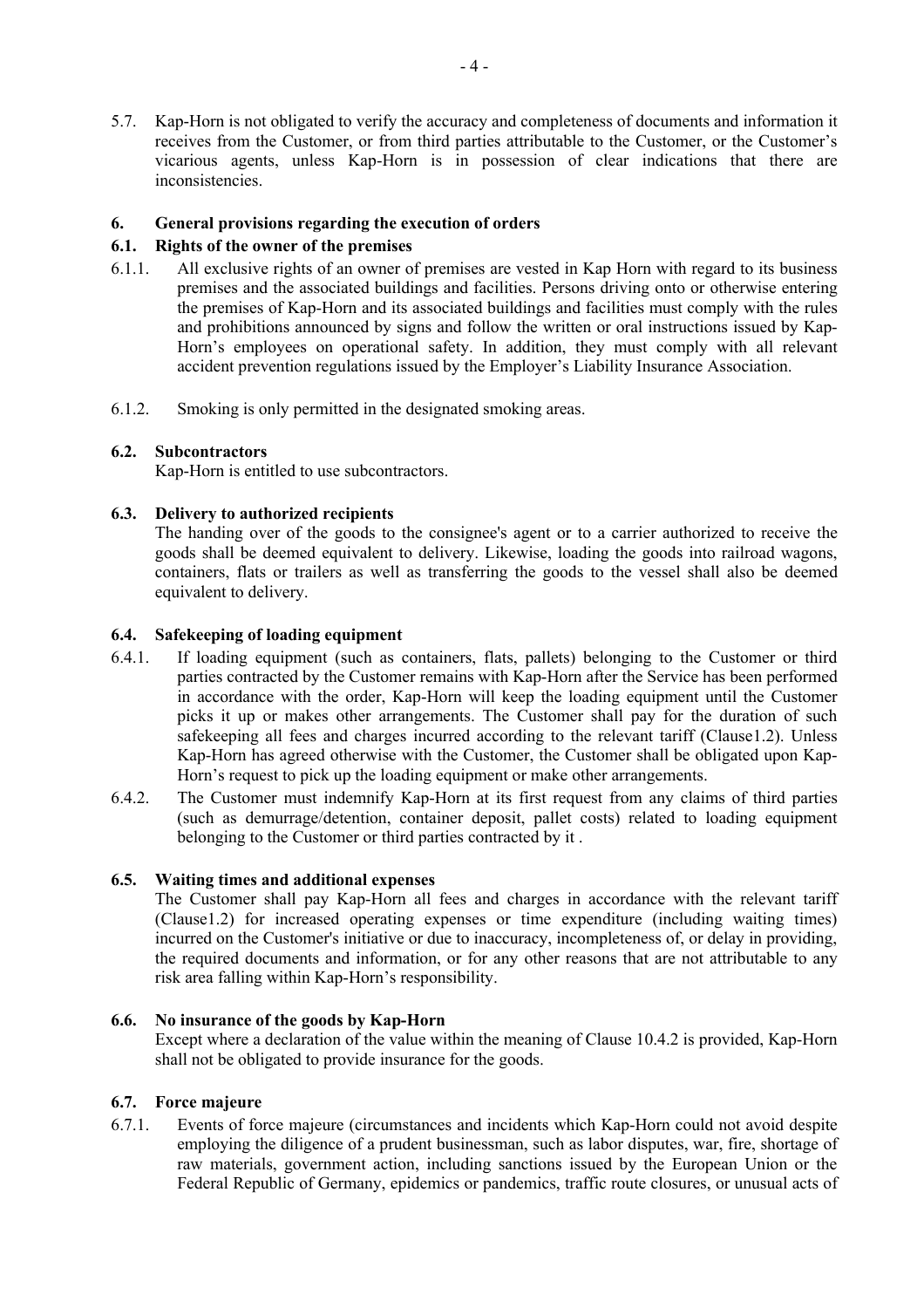5.7. Kap-Horn is not obligated to verify the accuracy and completeness of documents and information it receives from the Customer, or from third parties attributable to the Customer, or the Customer's vicarious agents, unless Kap-Horn is in possession of clear indications that there are inconsistencies.

## 6. General provisions regarding the execution of orders

### 6.1. Rights of the owner of the premises

6.1.1. All exclusive rights of an owner of premises are vested in Kap Horn with regard to its business premises and the associated buildings and facilities. Persons driving onto or otherwise entering the premises of Kap-Horn and its associated buildings and facilities must comply with the rules and prohibitions announced by signs and follow the written or oral instructions issued by Kap-Horn's employees on operational safety. In addition, they must comply with all relevant accident prevention regulations issued by the Employer's Liability Insurance Association.

6.1.2. Smoking is only permitted in the designated smoking areas.

### 6.2. Subcontractors

Kap-Horn is entitled to use subcontractors.

### 6.3. Delivery to authorized recipients

The handing over of the goods to the consignee's agent or to a carrier authorized to receive the goods shall be deemed equivalent to delivery. Likewise, loading the goods into railroad wagons, containers, flats or trailers as well as transferring the goods to the vessel shall also be deemed equivalent to delivery.

### 6.4. Safekeeping of loading equipment

6.4.1. If loading equipment (such as containers, flats, pallets) belonging to the Customer or third parties contracted by the Customer remains with Kap-Horn after the Service has been performed in accordance with the order, Kap-Horn will keep the loading equipment until the Customer picks it up or makes other arrangements. The Customer shall pay for the duration of such safekeeping all fees and charges incurred according to the relevant tariff (Clause1.2). Unless Kap-Horn has agreed otherwise with the Customer, the Customer shall be obligated upon Kap-Horn's request to pick up the loading equipment or make other arrangements.

6.4.2. The Customer must indemnify Kap-Horn at its first request from any claims of third parties (such as demurrage/detention, container deposit, pallet costs) related to loading equipment belonging to the Customer or third parties contracted by it .

### 6.5. Waiting times and additional expenses

The Customer shall pay Kap-Horn all fees and charges in accordance with the relevant tariff (Clause1.2) for increased operating expenses or time expenditure (including waiting times) incurred on the Customer's initiative or due to inaccuracy, incompleteness of, or delay in providing, the required documents and information, or for any other reasons that are not attributable to any risk area falling within Kap-Horn's responsibility.

### 6.6. No insurance of the goods by Kap-Horn

Except where a declaration of the value within the meaning of Clause 10.4.2 is provided, Kap-Horn shall not be obligated to provide insurance for the goods.

### 6.7. Force majeure

6.7.1. Events of force majeure (circumstances and incidents which Kap-Horn could not avoid despite employing the diligence of a prudent businessman, such as labor disputes, war, fire, shortage of raw materials, government action, including sanctions issued by the European Union or the Federal Republic of Germany, epidemics or pandemics, traffic route closures, or unusual acts of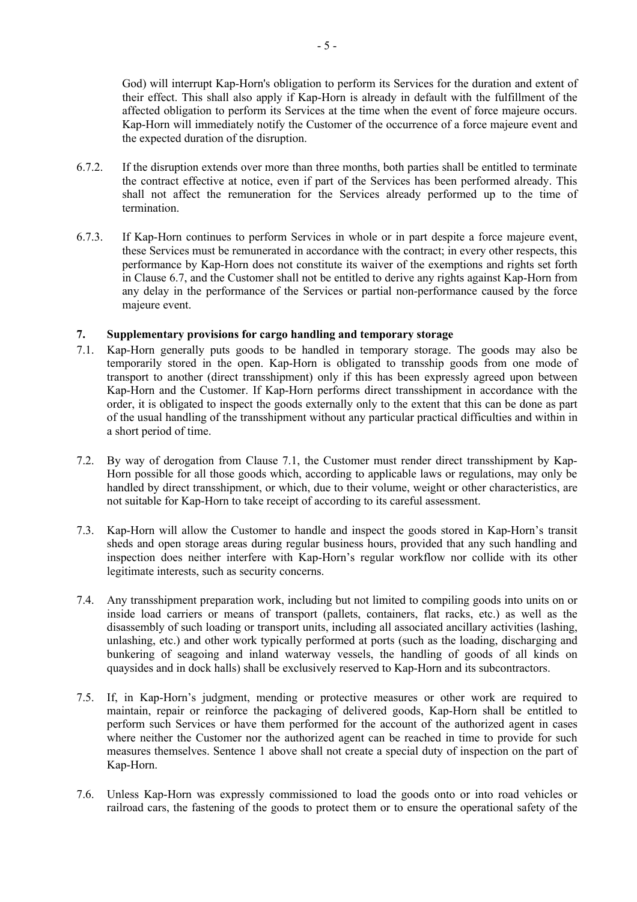God) will interrupt Kap-Horn's obligation to perform its Services for the duration and extent of their effect. This shall also apply if Kap-Horn is already in default with the fulfillment of the affected obligation to perform its Services at the time when the event of force majeure occurs. Kap-Horn will immediately notify the Customer of the occurrence of a force majeure event and the expected duration of the disruption.

6.7.2. If the disruption extends over more than three months, both parties shall be entitled to terminate the contract effective at notice, even if part of the Services has been performed already. This shall not affect the remuneration for the Services already performed up to the time of termination.

6.7.3. If Kap-Horn continues to perform Services in whole or in part despite a force majeure event, these Services must be remunerated in accordance with the contract; in every other respects, this performance by Kap-Horn does not constitute its waiver of the exemptions and rights set forth in Clause 6.7, and the Customer shall not be entitled to derive any rights against Kap-Horn from any delay in the performance of the Services or partial non-performance caused by the force majeure event.

## 7. Supplementary provisions for cargo handling and temporary storage

7.1. Kap-Horn generally puts goods to be handled in temporary storage. The goods may also be temporarily stored in the open. Kap-Horn is obligated to transship goods from one mode of transport to another (direct transshipment) only if this has been expressly agreed upon between Kap-Horn and the Customer. If Kap-Horn performs direct transshipment in accordance with the order, it is obligated to inspect the goods externally only to the extent that this can be done as part of the usual handling of the transshipment without any particular practical difficulties and within in a short period of time.

7.2. By way of derogation from Clause 7.1, the Customer must render direct transshipment by Kap-Horn possible for all those goods which, according to applicable laws or regulations, may only be handled by direct transshipment, or which, due to their volume, weight or other characteristics, are not suitable for Kap-Horn to take receipt of according to its careful assessment.

7.3. Kap-Horn will allow the Customer to handle and inspect the goods stored in Kap-Horn's transit sheds and open storage areas during regular business hours, provided that any such handling and inspection does neither interfere with Kap-Horn's regular workflow nor collide with its other legitimate interests, such as security concerns.

7.4. Any transshipment preparation work, including but not limited to compiling goods into units on or inside load carriers or means of transport (pallets, containers, flat racks, etc.) as well as the disassembly of such loading or transport units, including all associated ancillary activities (lashing, unlashing, etc.) and other work typically performed at ports (such as the loading, discharging and bunkering of seagoing and inland waterway vessels, the handling of goods of all kinds on quaysides and in dock halls) shall be exclusively reserved to Kap-Horn and its subcontractors.

7.5. If, in Kap-Horn's judgment, mending or protective measures or other work are required to maintain, repair or reinforce the packaging of delivered goods, Kap-Horn shall be entitled to perform such Services or have them performed for the account of the authorized agent in cases where neither the Customer nor the authorized agent can be reached in time to provide for such measures themselves. Sentence 1 above shall not create a special duty of inspection on the part of Kap-Horn.

7.6. Unless Kap-Horn was expressly commissioned to load the goods onto or into road vehicles or railroad cars, the fastening of the goods to protect them or to ensure the operational safety of the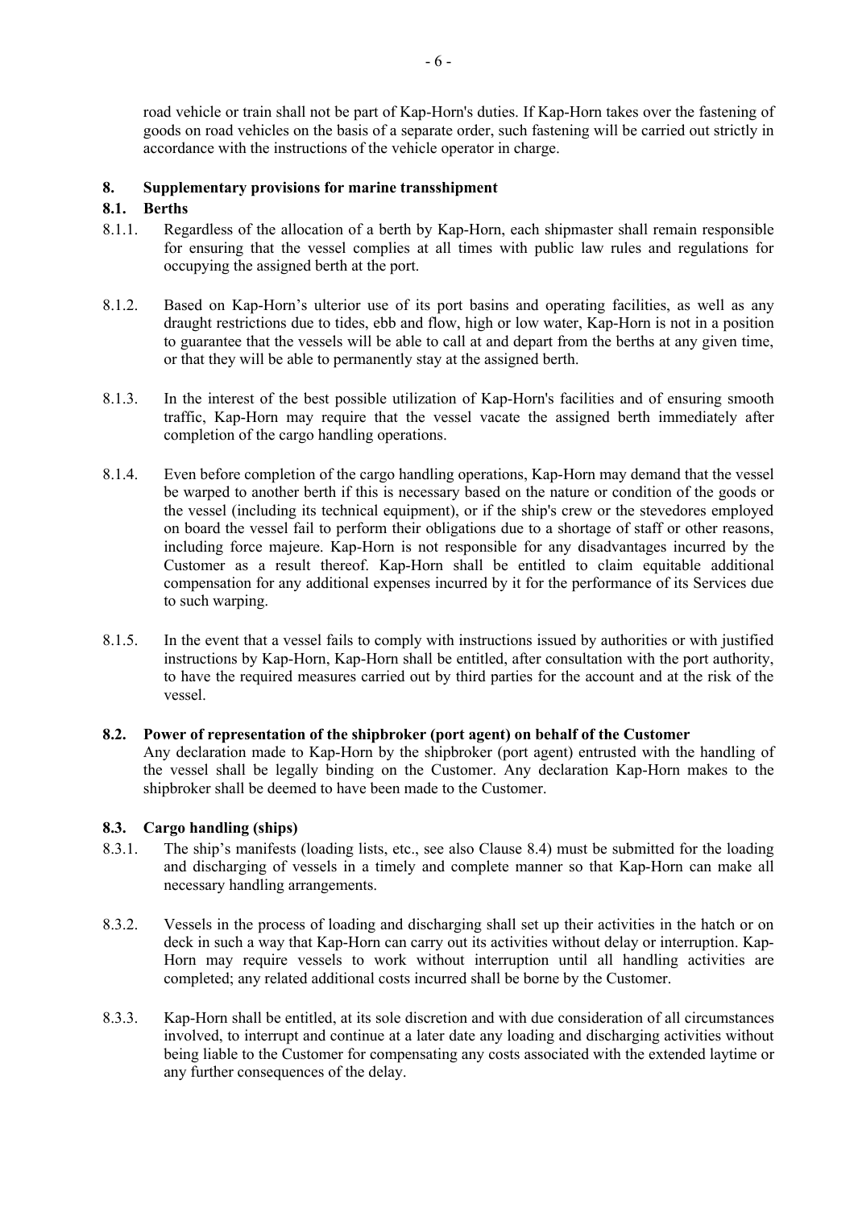road vehicle or train shall not be part of Kap-Horn's duties. If Kap-Horn takes over the fastening of goods on road vehicles on the basis of a separate order, such fastening will be carried out strictly in accordance with the instructions of the vehicle operator in charge.

## 8. Supplementary provisions for marine transshipment

### 8.1. Berths

8.1.1. Regardless of the allocation of a berth by Kap-Horn, each shipmaster shall remain responsible for ensuring that the vessel complies at all times with public law rules and regulations for occupying the assigned berth at the port.

8.1.2. Based on Kap-Horn's ulterior use of its port basins and operating facilities, as well as any draught restrictions due to tides, ebb and flow, high or low water, Kap-Horn is not in a position to guarantee that the vessels will be able to call at and depart from the berths at any given time, or that they will be able to permanently stay at the assigned berth.

8.1.3. In the interest of the best possible utilization of Kap-Horn's facilities and of ensuring smooth traffic, Kap-Horn may require that the vessel vacate the assigned berth immediately after completion of the cargo handling operations.

8.1.4. Even before completion of the cargo handling operations, Kap-Horn may demand that the vessel be warped to another berth if this is necessary based on the nature or condition of the goods or the vessel (including its technical equipment), or if the ship's crew or the stevedores employed on board the vessel fail to perform their obligations due to a shortage of staff or other reasons, including force majeure. Kap-Horn is not responsible for any disadvantages incurred by the Customer as a result thereof. Kap-Horn shall be entitled to claim equitable additional compensation for any additional expenses incurred by it for the performance of its Services due to such warping.

8.1.5. In the event that a vessel fails to comply with instructions issued by authorities or with justified instructions by Kap-Horn, Kap-Horn shall be entitled, after consultation with the port authority, to have the required measures carried out by third parties for the account and at the risk of the vessel.

### 8.2. Power of representation of the shipbroker (port agent) on behalf of the Customer

Any declaration made to Kap-Horn by the shipbroker (port agent) entrusted with the handling of the vessel shall be legally binding on the Customer. Any declaration Kap-Horn makes to the shipbroker shall be deemed to have been made to the Customer.

### 8.3. Cargo handling (ships)

8.3.1. The ship's manifests (loading lists, etc., see also Clause 8.4) must be submitted for the loading and discharging of vessels in a timely and complete manner so that Kap-Horn can make all necessary handling arrangements.

8.3.2. Vessels in the process of loading and discharging shall set up their activities in the hatch or on deck in such a way that Kap-Horn can carry out its activities without delay or interruption. Kap-Horn may require vessels to work without interruption until all handling activities are completed; any related additional costs incurred shall be borne by the Customer.

8.3.3. Kap-Horn shall be entitled, at its sole discretion and with due consideration of all circumstances involved, to interrupt and continue at a later date any loading and discharging activities without being liable to the Customer for compensating any costs associated with the extended laytime or any further consequences of the delay.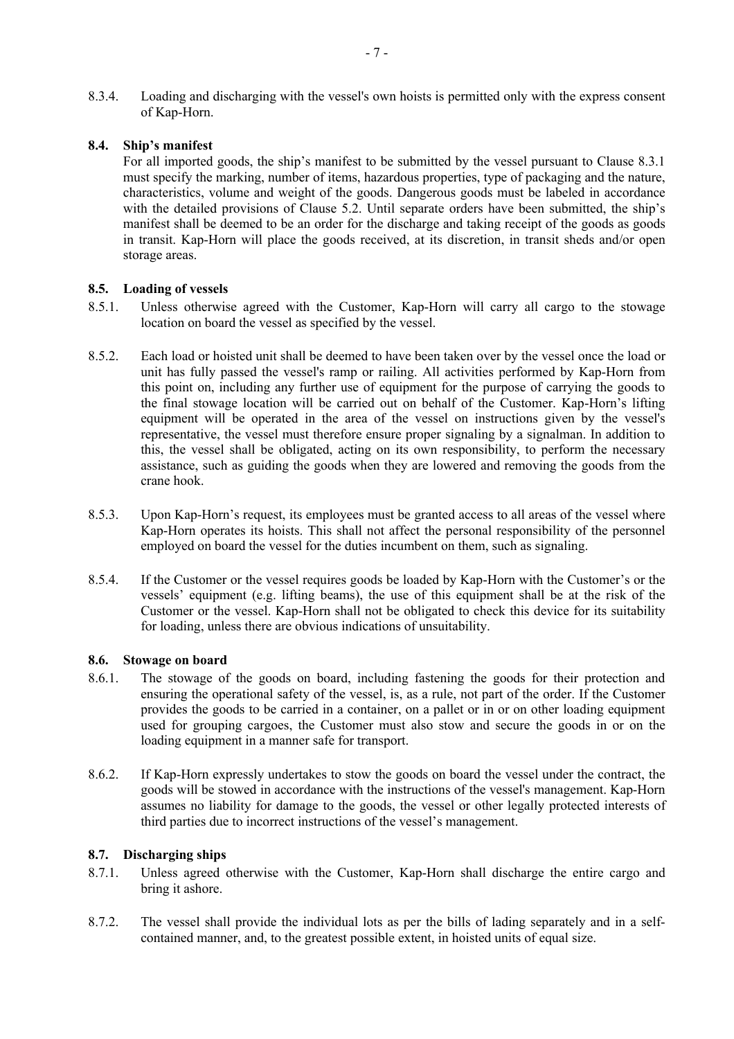8.3.4. Loading and discharging with the vessel's own hoists is permitted only with the express consent of Kap-Horn.

### 8.4. Ship's manifest

For all imported goods, the ship's manifest to be submitted by the vessel pursuant to Clause 8.3.1 must specify the marking, number of items, hazardous properties, type of packaging and the nature, characteristics, volume and weight of the goods. Dangerous goods must be labeled in accordance with the detailed provisions of Clause 5.2. Until separate orders have been submitted, the ship's manifest shall be deemed to be an order for the discharge and taking receipt of the goods as goods in transit. Kap-Horn will place the goods received, at its discretion, in transit sheds and/or open storage areas.

### 8.5. Loading of vessels

8.5.1. Unless otherwise agreed with the Customer, Kap-Horn will carry all cargo to the stowage location on board the vessel as specified by the vessel.

8.5.2. Each load or hoisted unit shall be deemed to have been taken over by the vessel once the load or unit has fully passed the vessel's ramp or railing. All activities performed by Kap-Horn from this point on, including any further use of equipment for the purpose of carrying the goods to the final stowage location will be carried out on behalf of the Customer. Kap-Horn's lifting equipment will be operated in the area of the vessel on instructions given by the vessel's representative, the vessel must therefore ensure proper signaling by a signalman. In addition to this, the vessel shall be obligated, acting on its own responsibility, to perform the necessary assistance, such as guiding the goods when they are lowered and removing the goods from the crane hook.

8.5.3. Upon Kap-Horn's request, its employees must be granted access to all areas of the vessel where Kap-Horn operates its hoists. This shall not affect the personal responsibility of the personnel employed on board the vessel for the duties incumbent on them, such as signaling.

8.5.4. If the Customer or the vessel requires goods be loaded by Kap-Horn with the Customer's or the vessels' equipment (e.g. lifting beams), the use of this equipment shall be at the risk of the Customer or the vessel. Kap-Horn shall not be obligated to check this device for its suitability for loading, unless there are obvious indications of unsuitability.

### 8.6. Stowage on board

8.6.1. The stowage of the goods on board, including fastening the goods for their protection and ensuring the operational safety of the vessel, is, as a rule, not part of the order. If the Customer provides the goods to be carried in a container, on a pallet or in or on other loading equipment used for grouping cargoes, the Customer must also stow and secure the goods in or on the loading equipment in a manner safe for transport.

8.6.2. If Kap-Horn expressly undertakes to stow the goods on board the vessel under the contract, the goods will be stowed in accordance with the instructions of the vessel's management. Kap-Horn assumes no liability for damage to the goods, the vessel or other legally protected interests of third parties due to incorrect instructions of the vessel's management.

### 8.7. Discharging ships

8.7.1. Unless agreed otherwise with the Customer, Kap-Horn shall discharge the entire cargo and bring it ashore.

8.7.2. The vessel shall provide the individual lots as per the bills of lading separately and in a self-contained manner, and, to the greatest possible extent, in hoisted units of equal size.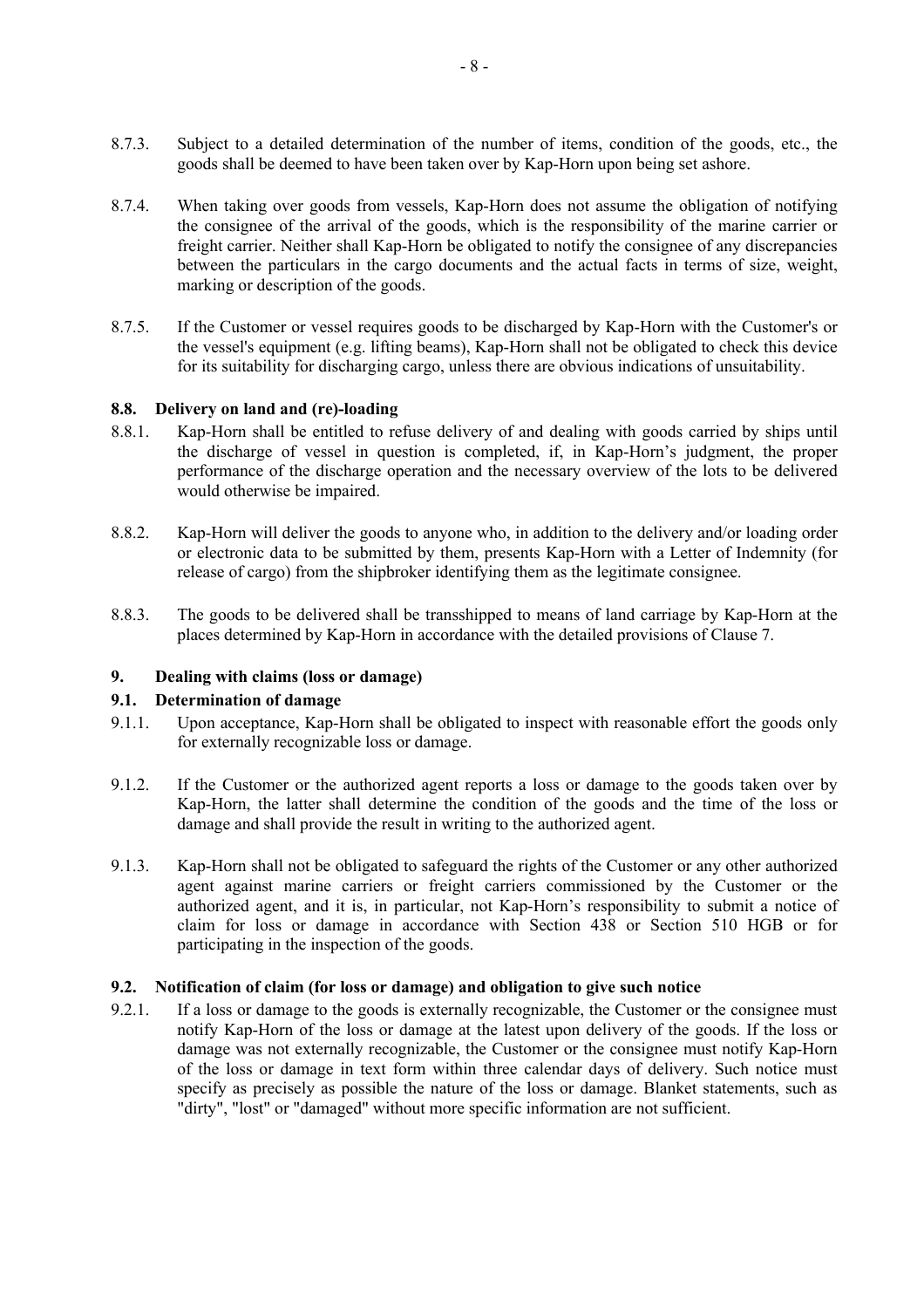8.7.3. Subject to a detailed determination of the number of items, condition of the goods, etc., the goods shall be deemed to have been taken over by Kap-Horn upon being set ashore.

8.7.4. When taking over goods from vessels, Kap-Horn does not assume the obligation of notifying the consignee of the arrival of the goods, which is the responsibility of the marine carrier or freight carrier. Neither shall Kap-Horn be obligated to notify the consignee of any discrepancies between the particulars in the cargo documents and the actual facts in terms of size, weight, marking or description of the goods.

8.7.5. If the Customer or vessel requires goods to be discharged by Kap-Horn with the Customer's or the vessel's equipment (e.g. lifting beams), Kap-Horn shall not be obligated to check this device for its suitability for discharging cargo, unless there are obvious indications of unsuitability.

### 8.8. Delivery on land and (re)-loading

8.8.1. Kap-Horn shall be entitled to refuse delivery of and dealing with goods carried by ships until the discharge of vessel in question is completed, if, in Kap-Horn's judgment, the proper performance of the discharge operation and the necessary overview of the lots to be delivered would otherwise be impaired.

8.8.2. Kap-Horn will deliver the goods to anyone who, in addition to the delivery and/or loading order or electronic data to be submitted by them, presents Kap-Horn with a Letter of Indemnity (for release of cargo) from the shipbroker identifying them as the legitimate consignee.

8.8.3. The goods to be delivered shall be transshipped to means of land carriage by Kap-Horn at the places determined by Kap-Horn in accordance with the detailed provisions of Clause 7.

## 9. Dealing with claims (loss or damage)

### 9.1. Determination of damage

9.1.1. Upon acceptance, Kap-Horn shall be obligated to inspect with reasonable effort the goods only for externally recognizable loss or damage.

9.1.2. If the Customer or the authorized agent reports a loss or damage to the goods taken over by Kap-Horn, the latter shall determine the condition of the goods and the time of the loss or damage and shall provide the result in writing to the authorized agent.

9.1.3. Kap-Horn shall not be obligated to safeguard the rights of the Customer or any other authorized agent against marine carriers or freight carriers commissioned by the Customer or the authorized agent, and it is, in particular, not Kap-Horn's responsibility to submit a notice of claim for loss or damage in accordance with Section 438 or Section 510 HGB or for participating in the inspection of the goods.

### 9.2. Notification of claim (for loss or damage) and obligation to give such notice

9.2.1. If a loss or damage to the goods is externally recognizable, the Customer or the consignee must notify Kap-Horn of the loss or damage at the latest upon delivery of the goods. If the loss or damage was not externally recognizable, the Customer or the consignee must notify Kap-Horn of the loss or damage in text form within three calendar days of delivery. Such notice must specify as precisely as possible the nature of the loss or damage. Blanket statements, such as "dirty", "lost" or "damaged" without more specific information are not sufficient.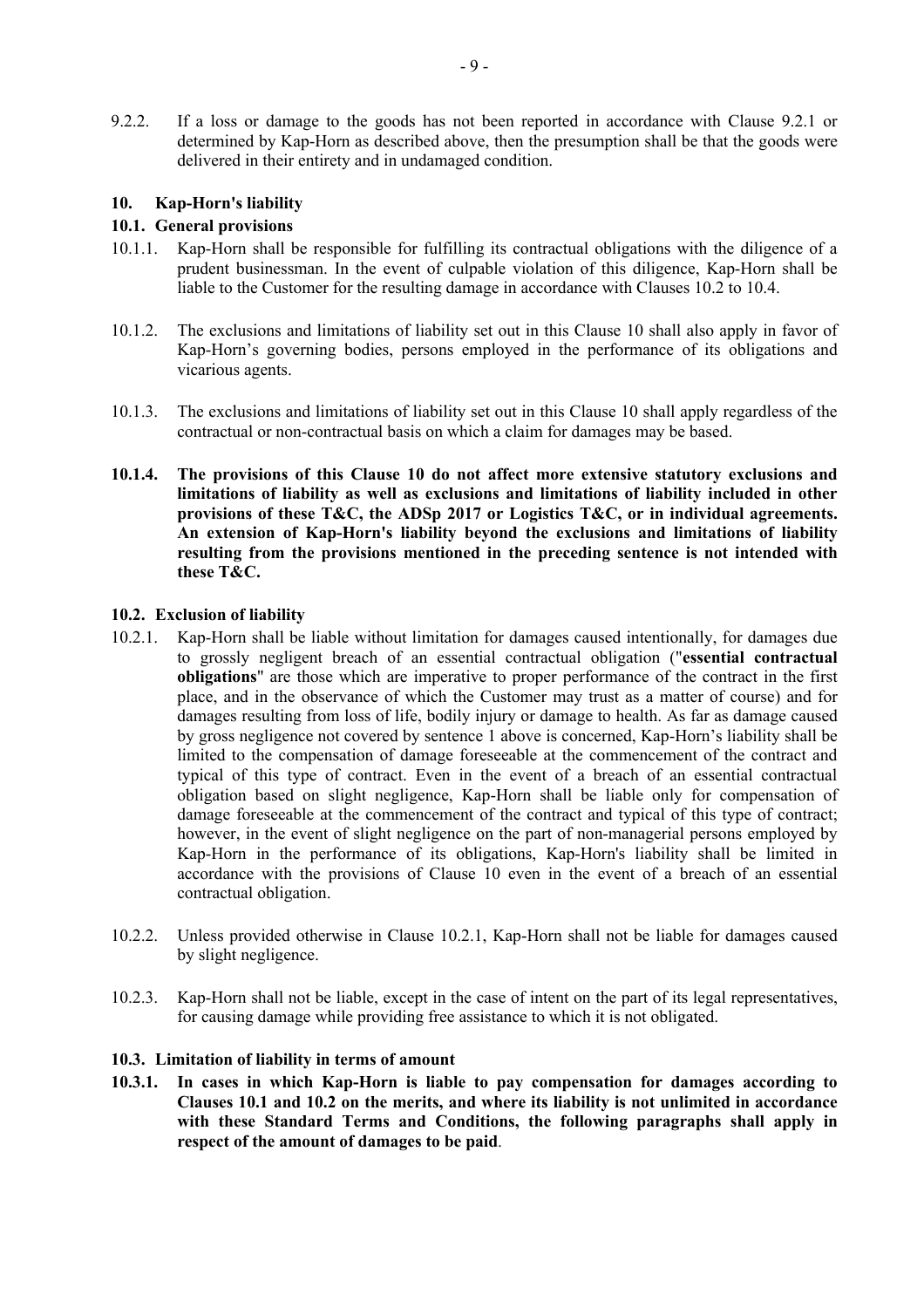9.2.2. If a loss or damage to the goods has not been reported in accordance with Clause 9.2.1 or determined by Kap-Horn as described above, then the presumption shall be that the goods were delivered in their entirety and in undamaged condition.

## 10. Kap-Horn's liability

### 10.1. General provisions

10.1.1. Kap-Horn shall be responsible for fulfilling its contractual obligations with the diligence of a prudent businessman. In the event of culpable violation of this diligence, Kap-Horn shall be liable to the Customer for the resulting damage in accordance with Clauses 10.2 to 10.4.

10.1.2. The exclusions and limitations of liability set out in this Clause 10 shall also apply in favor of Kap-Horn's governing bodies, persons employed in the performance of its obligations and vicarious agents.

10.1.3. The exclusions and limitations of liability set out in this Clause 10 shall apply regardless of the contractual or non-contractual basis on which a claim for damages may be based.

**10.1.4. The provisions of this Clause 10 do not affect more extensive statutory exclusions and limitations of liability as well as exclusions and limitations of liability included in other provisions of these T&C, the ADSp 2017 or Logistics T&C, or in individual agreements. An extension of Kap-Horn's liability beyond the exclusions and limitations of liability resulting from the provisions mentioned in the preceding sentence is not intended with these T&C.**

### 10.2. Exclusion of liability

10.2.1. Kap-Horn shall be liable without limitation for damages caused intentionally, for damages due to grossly negligent breach of an essential contractual obligation ("**essential contractual obligations**" are those which are imperative to proper performance of the contract in the first place, and in the observance of which the Customer may trust as a matter of course) and for damages resulting from loss of life, bodily injury or damage to health. As far as damage caused by gross negligence not covered by sentence 1 above is concerned, Kap-Horn's liability shall be limited to the compensation of damage foreseeable at the commencement of the contract and typical of this type of contract. Even in the event of a breach of an essential contractual obligation based on slight negligence, Kap-Horn shall be liable only for compensation of damage foreseeable at the commencement of the contract and typical of this type of contract; however, in the event of slight negligence on the part of non-managerial persons employed by Kap-Horn in the performance of its obligations, Kap-Horn's liability shall be limited in accordance with the provisions of Clause 10 even in the event of a breach of an essential contractual obligation.

10.2.2. Unless provided otherwise in Clause 10.2.1, Kap-Horn shall not be liable for damages caused by slight negligence.

10.2.3. Kap-Horn shall not be liable, except in the case of intent on the part of its legal representatives, for causing damage while providing free assistance to which it is not obligated.

### 10.3. Limitation of liability in terms of amount

**10.3.1. In cases in which Kap-Horn is liable to pay compensation for damages according to Clauses 10.1 and 10.2 on the merits, and where its liability is not unlimited in accordance with these Standard Terms and Conditions, the following paragraphs shall apply in respect of the amount of damages to be paid**.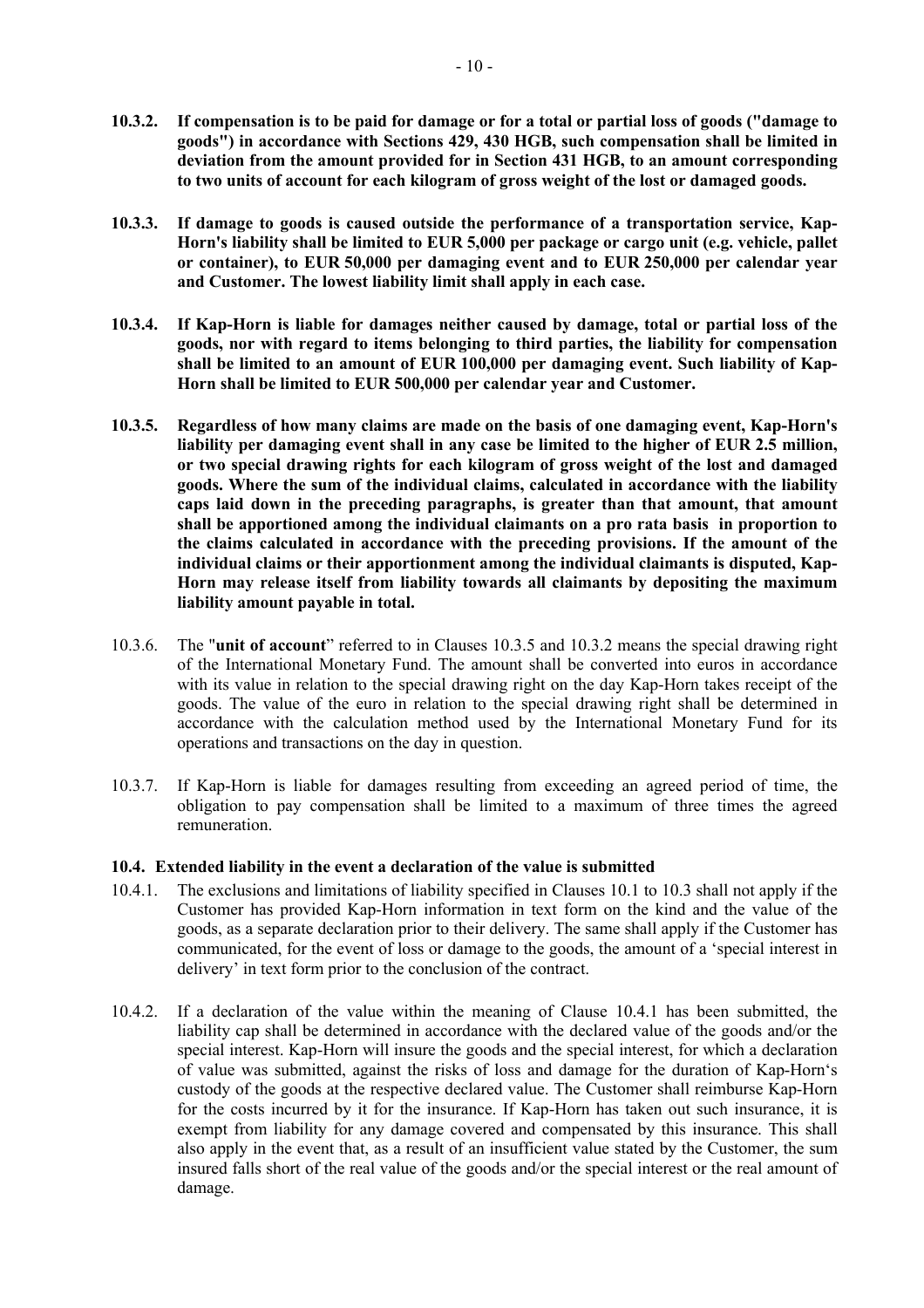**10.3.2. If compensation is to be paid for damage or for a total or partial loss of goods ("damage to goods") in accordance with Sections 429, 430 HGB, such compensation shall be limited in deviation from the amount provided for in Section 431 HGB, to an amount corresponding to two units of account for each kilogram of gross weight of the lost or damaged goods.**

**10.3.3. If damage to goods is caused outside the performance of a transportation service, Kap-Horn's liability shall be limited to EUR 5,000 per package or cargo unit (e.g. vehicle, pallet or container), to EUR 50,000 per damaging event and to EUR 250,000 per calendar year and Customer. The lowest liability limit shall apply in each case.**

**10.3.4. If Kap-Horn is liable for damages neither caused by damage, total or partial loss of the goods, nor with regard to items belonging to third parties, the liability for compensation shall be limited to an amount of EUR 100,000 per damaging event. Such liability of Kap-Horn shall be limited to EUR 500,000 per calendar year and Customer.**

**10.3.5. Regardless of how many claims are made on the basis of one damaging event, Kap-Horn's liability per damaging event shall in any case be limited to the higher of EUR 2.5 million, or two special drawing rights for each kilogram of gross weight of the lost and damaged goods. Where the sum of the individual claims, calculated in accordance with the liability caps laid down in the preceding paragraphs, is greater than that amount, that amount shall be apportioned among the individual claimants on a pro rata basis in proportion to the claims calculated in accordance with the preceding provisions. If the amount of the individual claims or their apportionment among the individual claimants is disputed, Kap-Horn may release itself from liability towards all claimants by depositing the maximum liability amount payable in total.**

10.3.6. The "**unit of account**" referred to in Clauses 10.3.5 and 10.3.2 means the special drawing right of the International Monetary Fund. The amount shall be converted into euros in accordance with its value in relation to the special drawing right on the day Kap-Horn takes receipt of the goods. The value of the euro in relation to the special drawing right shall be determined in accordance with the calculation method used by the International Monetary Fund for its operations and transactions on the day in question.

10.3.7. If Kap-Horn is liable for damages resulting from exceeding an agreed period of time, the obligation to pay compensation shall be limited to a maximum of three times the agreed remuneration.

### 10.4. Extended liability in the event a declaration of the value is submitted

10.4.1. The exclusions and limitations of liability specified in Clauses 10.1 to 10.3 shall not apply if the Customer has provided Kap-Horn information in text form on the kind and the value of the goods, as a separate declaration prior to their delivery. The same shall apply if the Customer has communicated, for the event of loss or damage to the goods, the amount of a 'special interest in delivery' in text form prior to the conclusion of the contract.

10.4.2. If a declaration of the value within the meaning of Clause 10.4.1 has been submitted, the liability cap shall be determined in accordance with the declared value of the goods and/or the special interest. Kap-Horn will insure the goods and the special interest, for which a declaration of value was submitted, against the risks of loss and damage for the duration of Kap-Horn's custody of the goods at the respective declared value. The Customer shall reimburse Kap-Horn for the costs incurred by it for the insurance. If Kap-Horn has taken out such insurance, it is exempt from liability for any damage covered and compensated by this insurance. This shall also apply in the event that, as a result of an insufficient value stated by the Customer, the sum insured falls short of the real value of the goods and/or the special interest or the real amount of damage.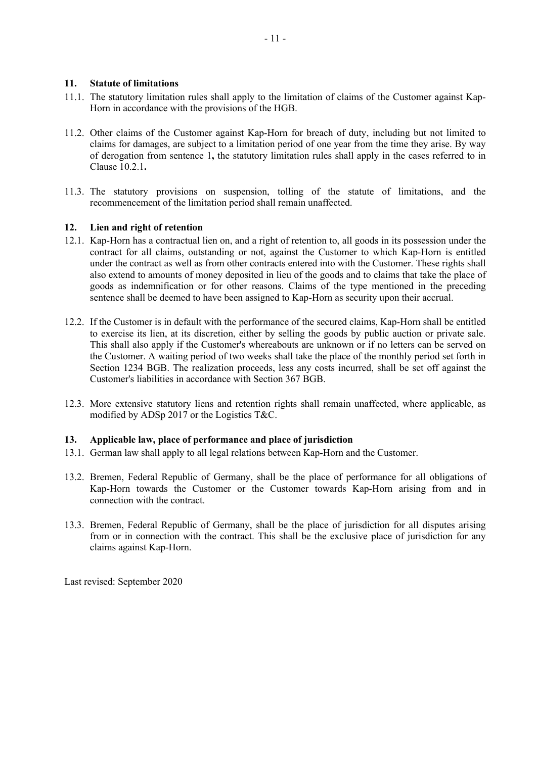## 11. Statute of limitations

11.1. The statutory limitation rules shall apply to the limitation of claims of the Customer against Kap-Horn in accordance with the provisions of the HGB.

11.2. Other claims of the Customer against Kap-Horn for breach of duty, including but not limited to claims for damages, are subject to a limitation period of one year from the time they arise. By way of derogation from sentence 1**,** the statutory limitation rules shall apply in the cases referred to in Clause 10.2.1**.**

11.3. The statutory provisions on suspension, tolling of the statute of limitations, and the recommencement of the limitation period shall remain unaffected.

## 12. Lien and right of retention

12.1. Kap-Horn has a contractual lien on, and a right of retention to, all goods in its possession under the contract for all claims, outstanding or not, against the Customer to which Kap-Horn is entitled under the contract as well as from other contracts entered into with the Customer. These rights shall also extend to amounts of money deposited in lieu of the goods and to claims that take the place of goods as indemnification or for other reasons. Claims of the type mentioned in the preceding sentence shall be deemed to have been assigned to Kap-Horn as security upon their accrual.

12.2. If the Customer is in default with the performance of the secured claims, Kap-Horn shall be entitled to exercise its lien, at its discretion, either by selling the goods by public auction or private sale. This shall also apply if the Customer's whereabouts are unknown or if no letters can be served on the Customer. A waiting period of two weeks shall take the place of the monthly period set forth in Section 1234 BGB. The realization proceeds, less any costs incurred, shall be set off against the Customer's liabilities in accordance with Section 367 BGB.

12.3. More extensive statutory liens and retention rights shall remain unaffected, where applicable, as modified by ADSp 2017 or the Logistics T&C.

## 13. Applicable law, place of performance and place of jurisdiction

13.1. German law shall apply to all legal relations between Kap-Horn and the Customer.

13.2. Bremen, Federal Republic of Germany, shall be the place of performance for all obligations of Kap-Horn towards the Customer or the Customer towards Kap-Horn arising from and in connection with the contract.

13.3. Bremen, Federal Republic of Germany, shall be the place of jurisdiction for all disputes arising from or in connection with the contract. This shall be the exclusive place of jurisdiction for any claims against Kap-Horn.

Last revised: September 2020